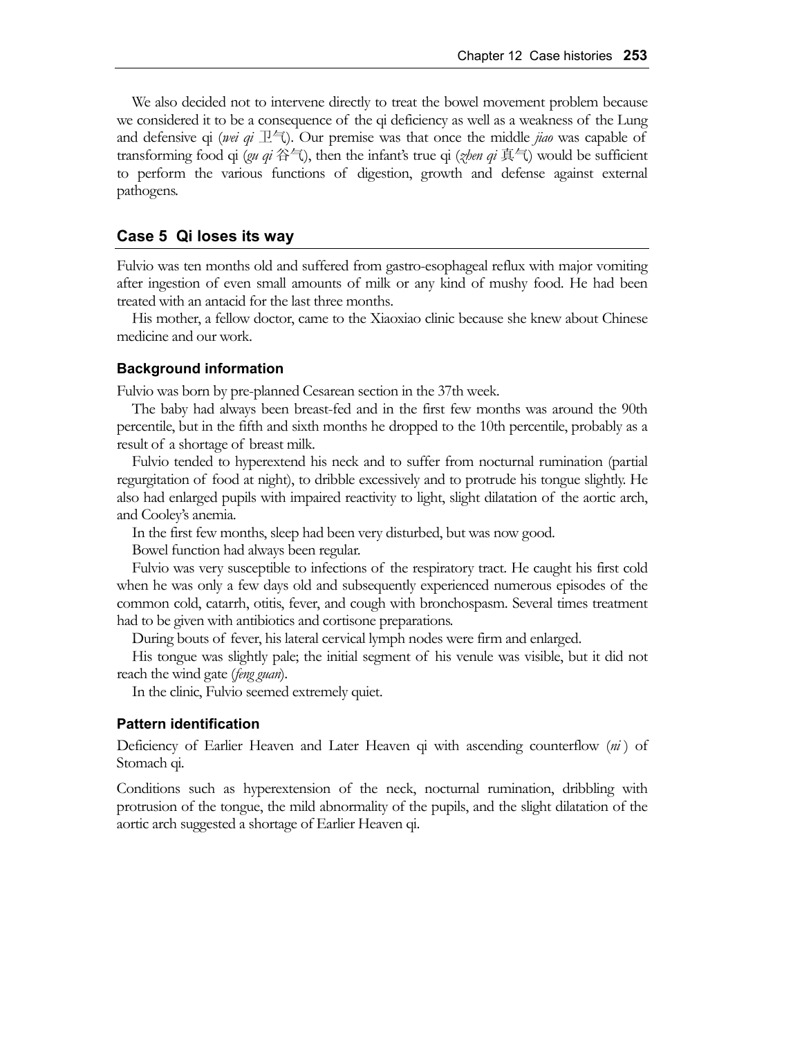We also decided not to intervene directly to treat the bowel movement problem because we considered it to be a consequence of the qi deficiency as well as a weakness of the Lung and defensive qi (*wei qi* 卫气). Our premise was that once the middle *jiao* was capable of transforming food qi (*gu qi* 谷气), then the infant's true qi (*zhen qi* 真气) would be sufficient to perform the various functions of digestion, growth and defense against external pathogens.

## Case 5 Qi loses its way

Fulvio was ten months old and suffered from gastro-esophageal reflux with major vomiting after ingestion of even small amounts of milk or any kind of mushy food. He had been treated with an antacid for the last three months.

His mother, a fellow doctor, came to the Xiaoxiao clinic because she knew about Chinese medicine and our work.

### Background information

Fulvio was born by pre-planned Cesarean section in the 37th week.

The baby had always been breast-fed and in the first few months was around the 90th percentile, but in the fifth and sixth months he dropped to the 10th percentile, probably as a result of a shortage of breast milk.

Fulvio tended to hyperextend his neck and to suffer from nocturnal rumination (partial regurgitation of food at night), to dribble excessively and to protrude his tongue slightly. He also had enlarged pupils with impaired reactivity to light, slight dilatation of the aortic arch, and Cooley's anemia.

In the first few months, sleep had been very disturbed, but was now good.

Bowel function had always been regular.

Fulvio was very susceptible to infections of the respiratory tract. He caught his first cold when he was only a few days old and subsequently experienced numerous episodes of the common cold, catarrh, otitis, fever, and cough with bronchospasm. Several times treatment had to be given with antibiotics and cortisone preparations.

During bouts of fever, his lateral cervical lymph nodes were firm and enlarged.

His tongue was slightly pale; the initial segment of his venule was visible, but it did not reach the wind gate (*feng guan*).

In the clinic, Fulvio seemed extremely quiet.

### Pattern identification

Deficiency of Earlier Heaven and Later Heaven qi with ascending counterflow (*ni*) of Stomach qi.

Conditions such as hyperextension of the neck, nocturnal rumination, dribbling with protrusion of the tongue, the mild abnormality of the pupils, and the slight dilatation of the aortic arch suggested a shortage of Earlier Heaven qi.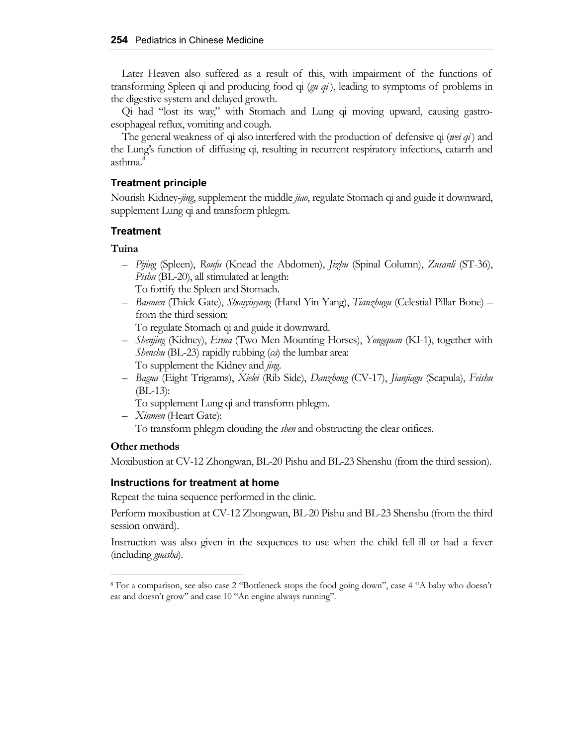Later Heaven also suffered as a result of this, with impairment of the functions of transforming Spleen qi and producing food qi (*gu qi*), leading to symptoms of problems in the digestive system and delayed growth.

Qi had "lost its way," with Stomach and Lung qi moving upward, causing gastro-esophageal reflux, vomiting and cough.

The general weakness of qi also interfered with the production of defensive qi (*wei qi*) and the Lung's function of diffusing qi, resulting in recurrent respiratory infections, catarrh and asthma.[8]

### Treatment principle

Nourish Kidney-*jing*, supplement the middle *jiao*, regulate Stomach qi and guide it downward, supplement Lung qi and transform phlegm.

### Treatment

#### Tuina

- *Pijing* (Spleen), *Roufu* (Knead the Abdomen), *Jizhu* (Spinal Column), *Zusanli* (ST-36), *Pishu* (BL-20), all stimulated at length:
  To fortify the Spleen and Stomach.
- *Banmen* (Thick Gate), *Shouyinyang* (Hand Yin Yang), *Tianzhugu* (Celestial Pillar Bone) – from the third session:
  To regulate Stomach qi and guide it downward.
- *Shenjing* (Kidney), *Erma* (Two Men Mounting Horses), *Yongquan* (KI-1), together with *Shenshu* (BL-23) rapidly rubbing (*ca*) the lumbar area:
  To supplement the Kidney and *jing*.
- *Bagua* (Eight Trigrams), *Xielei* (Rib Side), *Danzhong* (CV-17), *Jianjiagu* (Scapula), *Feishu* (BL-13):
  To supplement Lung qi and transform phlegm.
- *Xinmen* (Heart Gate):
  To transform phlegm clouding the *shen* and obstructing the clear orifices.

#### Other methods

Moxibustion at CV-12 Zhongwan, BL-20 Pishu and BL-23 Shenshu (from the third session).

### Instructions for treatment at home

Repeat the tuina sequence performed in the clinic.

Perform moxibustion at CV-12 Zhongwan, BL-20 Pishu and BL-23 Shenshu (from the third session onward).

Instruction was also given in the sequences to use when the child fell ill or had a fever (including *guasha*).

---

[8] For a comparison, see also case 2 "Bottleneck stops the food going down", case 4 "A baby who doesn't eat and doesn't grow" and case 10 "An engine always running".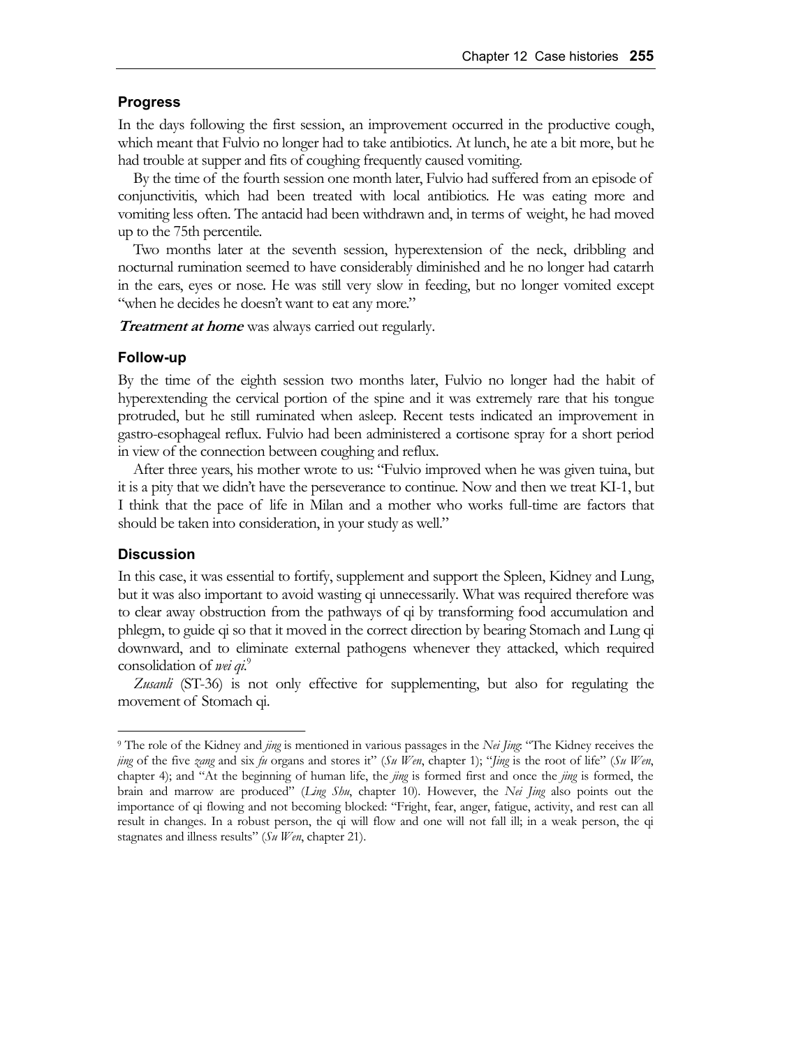### Progress

In the days following the first session, an improvement occurred in the productive cough, which meant that Fulvio no longer had to take antibiotics. At lunch, he ate a bit more, but he had trouble at supper and fits of coughing frequently caused vomiting.

By the time of the fourth session one month later, Fulvio had suffered from an episode of conjunctivitis, which had been treated with local antibiotics. He was eating more and vomiting less often. The antacid had been withdrawn and, in terms of weight, he had moved up to the 75th percentile.

Two months later at the seventh session, hyperextension of the neck, dribbling and nocturnal rumination seemed to have considerably diminished and he no longer had catarrh in the ears, eyes or nose. He was still very slow in feeding, but no longer vomited except "when he decides he doesn't want to eat any more."

***Treatment at home*** was always carried out regularly.

### Follow-up

By the time of the eighth session two months later, Fulvio no longer had the habit of hyperextending the cervical portion of the spine and it was extremely rare that his tongue protruded, but he still ruminated when asleep. Recent tests indicated an improvement in gastro-esophageal reflux. Fulvio had been administered a cortisone spray for a short period in view of the connection between coughing and reflux.

After three years, his mother wrote to us: "Fulvio improved when he was given tuina, but it is a pity that we didn't have the perseverance to continue. Now and then we treat KI-1, but I think that the pace of life in Milan and a mother who works full-time are factors that should be taken into consideration, in your study as well."

### Discussion

In this case, it was essential to fortify, supplement and support the Spleen, Kidney and Lung, but it was also important to avoid wasting qi unnecessarily. What was required therefore was to clear away obstruction from the pathways of qi by transforming food accumulation and phlegm, to guide qi so that it moved in the correct direction by bearing Stomach and Lung qi downward, and to eliminate external pathogens whenever they attacked, which required consolidation of *wei qi*.[9]

*Zusanli* (ST-36) is not only effective for supplementing, but also for regulating the movement of Stomach qi.

---

[9] The role of the Kidney and *jing* is mentioned in various passages in the *Nei Jing*: "The Kidney receives the *jing* of the five *zang* and six *fu* organs and stores it" (*Su Wen*, chapter 1); "*Jing* is the root of life" (*Su Wen*, chapter 4); and "At the beginning of human life, the *jing* is formed first and once the *jing* is formed, the brain and marrow are produced" (*Ling Shu*, chapter 10). However, the *Nei Jing* also points out the importance of qi flowing and not becoming blocked: "Fright, fear, anger, fatigue, activity, and rest can all result in changes. In a robust person, the qi will flow and one will not fall ill; in a weak person, the qi stagnates and illness results" (*Su Wen*, chapter 21).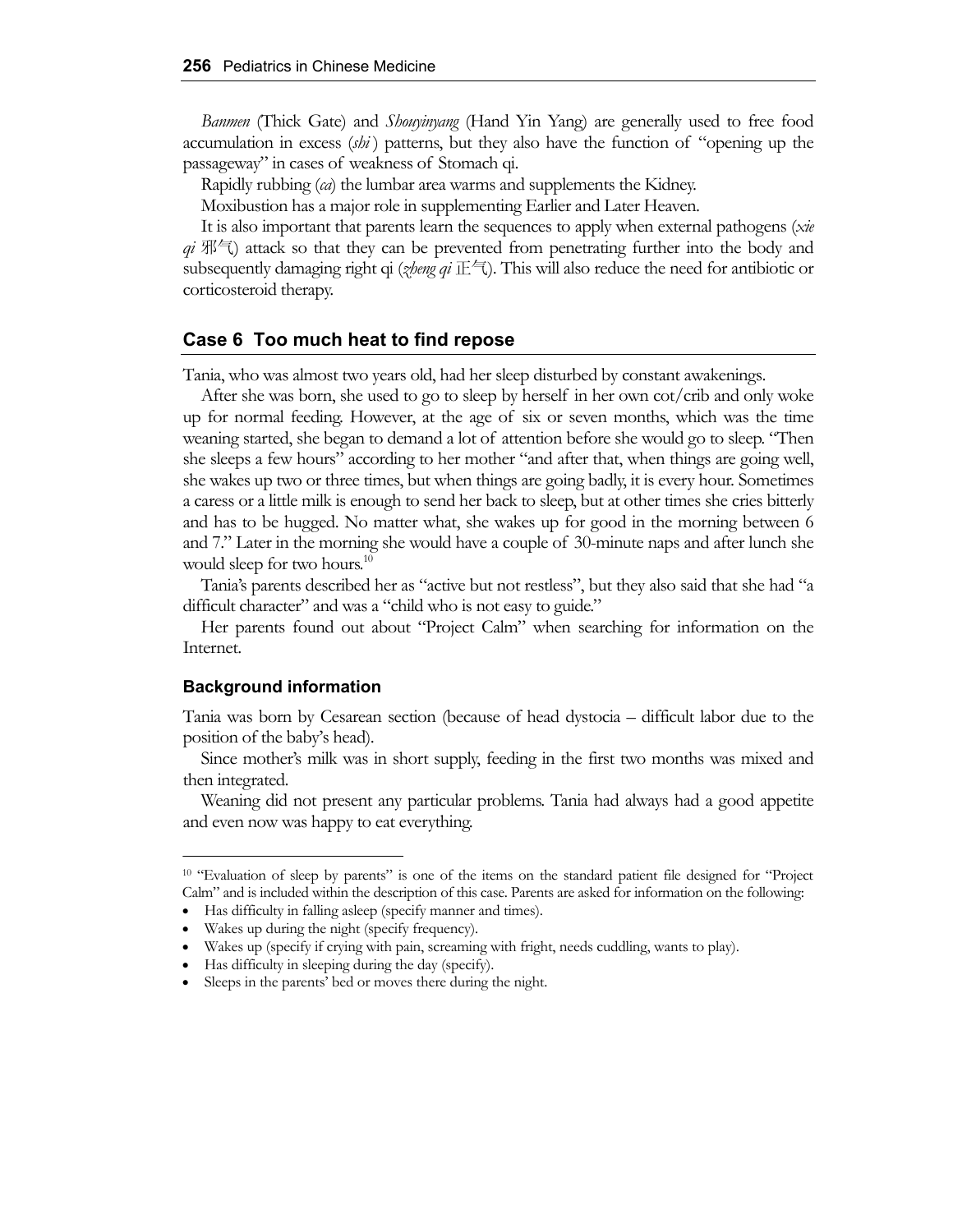*Banmen* (Thick Gate) and *Shouyinyang* (Hand Yin Yang) are generally used to free food accumulation in excess (*shi*) patterns, but they also have the function of "opening up the passageway" in cases of weakness of Stomach qi.

Rapidly rubbing (*ca*) the lumbar area warms and supplements the Kidney.

Moxibustion has a major role in supplementing Earlier and Later Heaven.

It is also important that parents learn the sequences to apply when external pathogens (*xie qi* 邪气) attack so that they can be prevented from penetrating further into the body and subsequently damaging right qi (*zheng qi* 正气). This will also reduce the need for antibiotic or corticosteroid therapy.

## Case 6 Too much heat to find repose

Tania, who was almost two years old, had her sleep disturbed by constant awakenings.

After she was born, she used to go to sleep by herself in her own cot/crib and only woke up for normal feeding. However, at the age of six or seven months, which was the time weaning started, she began to demand a lot of attention before she would go to sleep. "Then she sleeps a few hours" according to her mother "and after that, when things are going well, she wakes up two or three times, but when things are going badly, it is every hour. Sometimes a caress or a little milk is enough to send her back to sleep, but at other times she cries bitterly and has to be hugged. No matter what, she wakes up for good in the morning between 6 and 7." Later in the morning she would have a couple of 30-minute naps and after lunch she would sleep for two hours.[10]

Tania's parents described her as "active but not restless", but they also said that she had "a difficult character" and was a "child who is not easy to guide."

Her parents found out about "Project Calm" when searching for information on the Internet.

### Background information

Tania was born by Cesarean section (because of head dystocia – difficult labor due to the position of the baby's head).

Since mother's milk was in short supply, feeding in the first two months was mixed and then integrated.

Weaning did not present any particular problems. Tania had always had a good appetite and even now was happy to eat everything.

---

[10] "Evaluation of sleep by parents" is one of the items on the standard patient file designed for "Project Calm" and is included within the description of this case. Parents are asked for information on the following:

- Has difficulty in falling asleep (specify manner and times).
- Wakes up during the night (specify frequency).
- Wakes up (specify if crying with pain, screaming with fright, needs cuddling, wants to play).
- Has difficulty in sleeping during the day (specify).
- Sleeps in the parents' bed or moves there during the night.